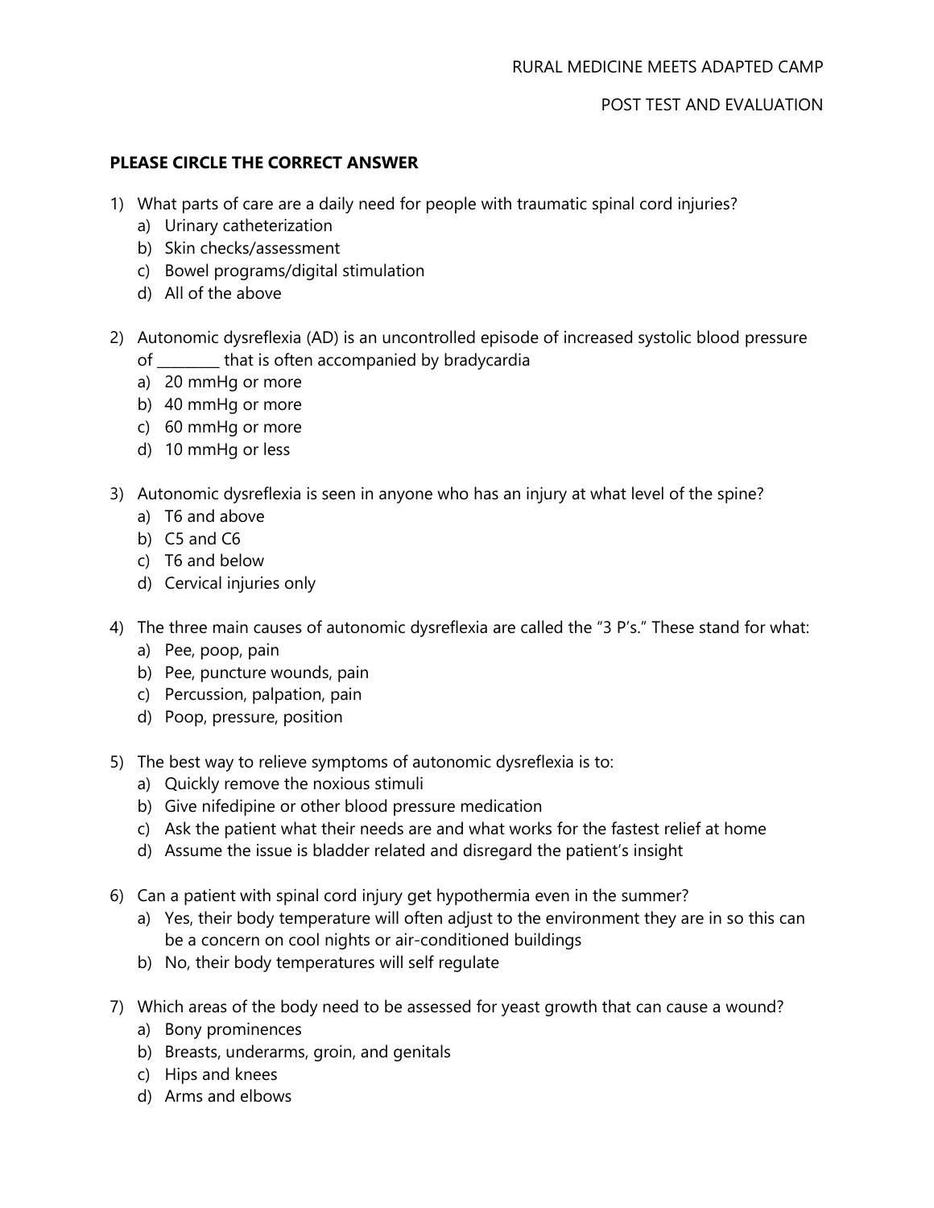RURAL MEDICINE MEETS ADAPTED CAMP

POST TEST AND EVALUATION

**PLEASE CIRCLE THE CORRECT ANSWER**

1) What parts of care are a daily need for people with traumatic spinal cord injuries?
   a) Urinary catheterization
   b) Skin checks/assessment
   c) Bowel programs/digital stimulation
   d) All of the above

2) Autonomic dysreflexia (AD) is an uncontrolled episode of increased systolic blood pressure of ________ that is often accompanied by bradycardia
   a) 20 mmHg or more
   b) 40 mmHg or more
   c) 60 mmHg or more
   d) 10 mmHg or less

3) Autonomic dysreflexia is seen in anyone who has an injury at what level of the spine?
   a) T6 and above
   b) C5 and C6
   c) T6 and below
   d) Cervical injuries only

4) The three main causes of autonomic dysreflexia are called the "3 P's." These stand for what:
   a) Pee, poop, pain
   b) Pee, puncture wounds, pain
   c) Percussion, palpation, pain
   d) Poop, pressure, position

5) The best way to relieve symptoms of autonomic dysreflexia is to:
   a) Quickly remove the noxious stimuli
   b) Give nifedipine or other blood pressure medication
   c) Ask the patient what their needs are and what works for the fastest relief at home
   d) Assume the issue is bladder related and disregard the patient's insight

6) Can a patient with spinal cord injury get hypothermia even in the summer?
   a) Yes, their body temperature will often adjust to the environment they are in so this can be a concern on cool nights or air-conditioned buildings
   b) No, their body temperatures will self regulate

7) Which areas of the body need to be assessed for yeast growth that can cause a wound?
   a) Bony prominences
   b) Breasts, underarms, groin, and genitals
   c) Hips and knees
   d) Arms and elbows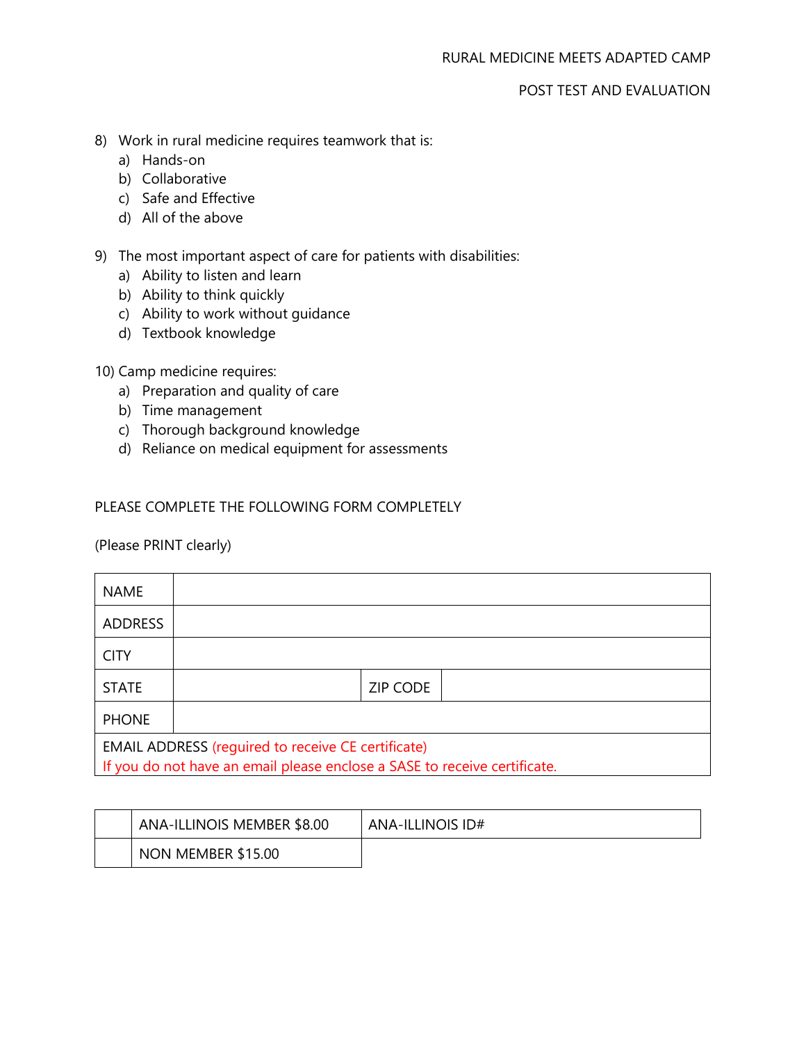8) Work in rural medicine requires teamwork that is:
   a) Hands-on
   b) Collaborative
   c) Safe and Effective
   d) All of the above

9) The most important aspect of care for patients with disabilities:
   a) Ability to listen and learn
   b) Ability to think quickly
   c) Ability to work without guidance
   d) Textbook knowledge

10) Camp medicine requires:
   a) Preparation and quality of care
   b) Time management
   c) Thorough background knowledge
   d) Reliance on medical equipment for assessments

PLEASE COMPLETE THE FOLLOWING FORM COMPLETELY

(Please PRINT clearly)

| NAME | | | |
|---|---|---|---|
| ADDRESS | | | |
| CITY | | | |
| STATE | | ZIP CODE | |
| PHONE | | | |
| EMAIL ADDRESS (required to receive CE certificate) If you do not have an email please enclose a SASE to receive certificate. | | | |

| | ANA-ILLINOIS MEMBER $8.00 | ANA-ILLINOIS ID# |
|---|---|---|
| | NON MEMBER $15.00 | |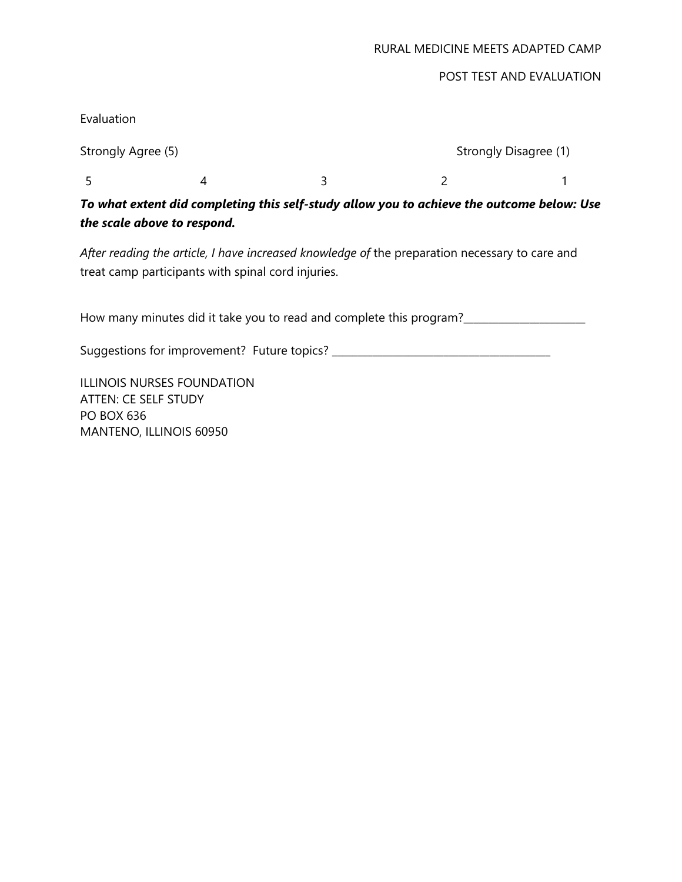Evaluation

| Strongly Agree (5) | | | | Strongly Disagree (1) |
|---|---|---|---|---|
| 5 | 4 | 3 | 2 | 1 |

***To what extent did completing this self-study allow you to achieve the outcome below: Use the scale above to respond.***

*After reading the article, I have increased knowledge of* the preparation necessary to care and treat camp participants with spinal cord injuries.

How many minutes did it take you to read and complete this program?______________________

Suggestions for improvement? Future topics? ________________________________________

ILLINOIS NURSES FOUNDATION
ATTEN: CE SELF STUDY
PO BOX 636
MANTENO, ILLINOIS 60950